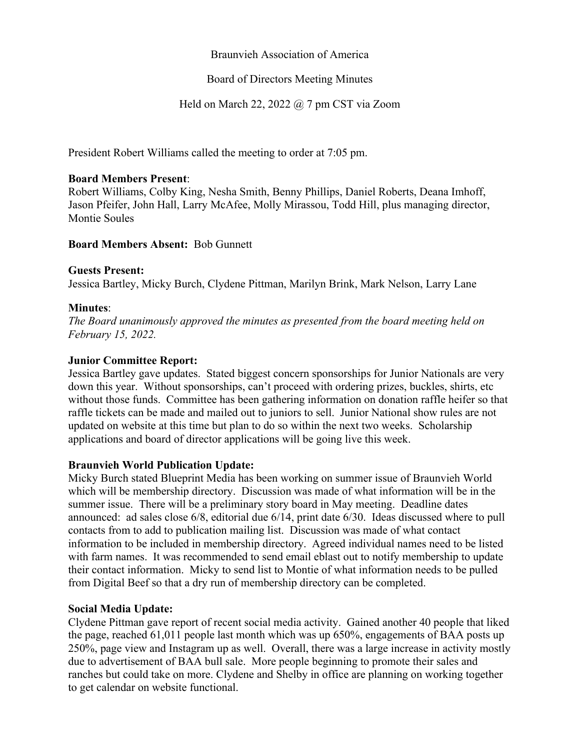Braunvieh Association of America

Board of Directors Meeting Minutes

Held on March 22, 2022 @ 7 pm CST via Zoom

President Robert Williams called the meeting to order at 7:05 pm.

**Board Members Present**:
Robert Williams, Colby King, Nesha Smith, Benny Phillips, Daniel Roberts, Deana Imhoff, Jason Pfeifer, John Hall, Larry McAfee, Molly Mirassou, Todd Hill, plus managing director, Montie Soules

**Board Members Absent:** Bob Gunnett

**Guests Present:**
Jessica Bartley, Micky Burch, Clydene Pittman, Marilyn Brink, Mark Nelson, Larry Lane

**Minutes**:
*The Board unanimously approved the minutes as presented from the board meeting held on February 15, 2022.*

**Junior Committee Report:**
Jessica Bartley gave updates. Stated biggest concern sponsorships for Junior Nationals are very down this year. Without sponsorships, can't proceed with ordering prizes, buckles, shirts, etc without those funds. Committee has been gathering information on donation raffle heifer so that raffle tickets can be made and mailed out to juniors to sell. Junior National show rules are not updated on website at this time but plan to do so within the next two weeks. Scholarship applications and board of director applications will be going live this week.

**Braunvieh World Publication Update:**
Micky Burch stated Blueprint Media has been working on summer issue of Braunvieh World which will be membership directory. Discussion was made of what information will be in the summer issue. There will be a preliminary story board in May meeting. Deadline dates announced: ad sales close 6/8, editorial due 6/14, print date 6/30. Ideas discussed where to pull contacts from to add to publication mailing list. Discussion was made of what contact information to be included in membership directory. Agreed individual names need to be listed with farm names. It was recommended to send email eblast out to notify membership to update their contact information. Micky to send list to Montie of what information needs to be pulled from Digital Beef so that a dry run of membership directory can be completed.

**Social Media Update:**
Clydene Pittman gave report of recent social media activity. Gained another 40 people that liked the page, reached 61,011 people last month which was up 650%, engagements of BAA posts up 250%, page view and Instagram up as well. Overall, there was a large increase in activity mostly due to advertisement of BAA bull sale. More people beginning to promote their sales and ranches but could take on more. Clydene and Shelby in office are planning on working together to get calendar on website functional.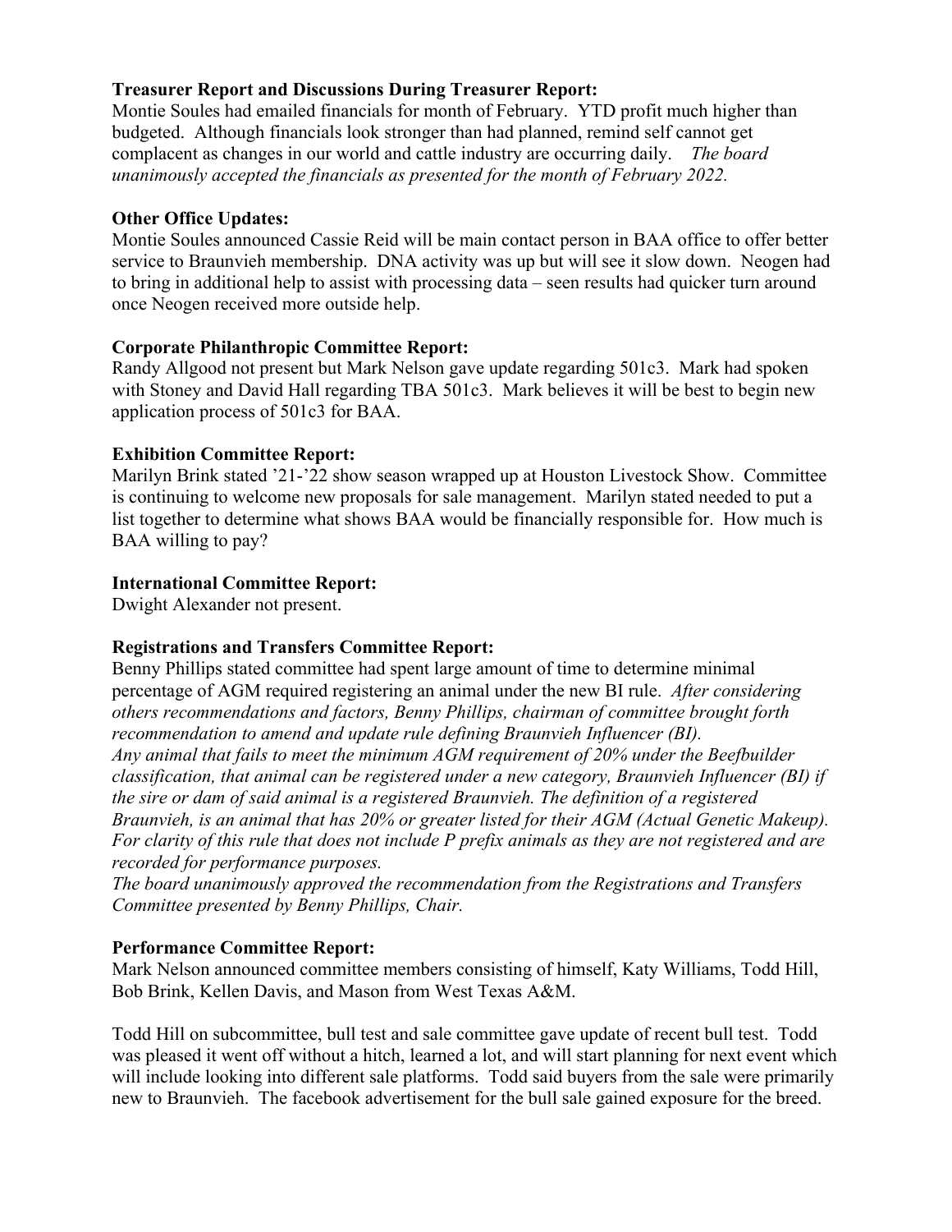**Treasurer Report and Discussions During Treasurer Report:**
Montie Soules had emailed financials for month of February. YTD profit much higher than budgeted. Although financials look stronger than had planned, remind self cannot get complacent as changes in our world and cattle industry are occurring daily. *The board unanimously accepted the financials as presented for the month of February 2022.*

**Other Office Updates:**
Montie Soules announced Cassie Reid will be main contact person in BAA office to offer better service to Braunvieh membership. DNA activity was up but will see it slow down. Neogen had to bring in additional help to assist with processing data – seen results had quicker turn around once Neogen received more outside help.

**Corporate Philanthropic Committee Report:**
Randy Allgood not present but Mark Nelson gave update regarding 501c3. Mark had spoken with Stoney and David Hall regarding TBA 501c3. Mark believes it will be best to begin new application process of 501c3 for BAA.

**Exhibition Committee Report:**
Marilyn Brink stated '21-'22 show season wrapped up at Houston Livestock Show. Committee is continuing to welcome new proposals for sale management. Marilyn stated needed to put a list together to determine what shows BAA would be financially responsible for. How much is BAA willing to pay?

**International Committee Report:**
Dwight Alexander not present.

**Registrations and Transfers Committee Report:**
Benny Phillips stated committee had spent large amount of time to determine minimal percentage of AGM required registering an animal under the new BI rule. *After considering others recommendations and factors, Benny Phillips, chairman of committee brought forth recommendation to amend and update rule defining Braunvieh Influencer (BI).*
*Any animal that fails to meet the minimum AGM requirement of 20% under the Beefbuilder classification, that animal can be registered under a new category, Braunvieh Influencer (BI) if the sire or dam of said animal is a registered Braunvieh. The definition of a registered Braunvieh, is an animal that has 20% or greater listed for their AGM (Actual Genetic Makeup). For clarity of this rule that does not include P prefix animals as they are not registered and are recorded for performance purposes.*
*The board unanimously approved the recommendation from the Registrations and Transfers Committee presented by Benny Phillips, Chair.*

**Performance Committee Report:**
Mark Nelson announced committee members consisting of himself, Katy Williams, Todd Hill, Bob Brink, Kellen Davis, and Mason from West Texas A&M.

Todd Hill on subcommittee, bull test and sale committee gave update of recent bull test. Todd was pleased it went off without a hitch, learned a lot, and will start planning for next event which will include looking into different sale platforms. Todd said buyers from the sale were primarily new to Braunvieh. The facebook advertisement for the bull sale gained exposure for the breed.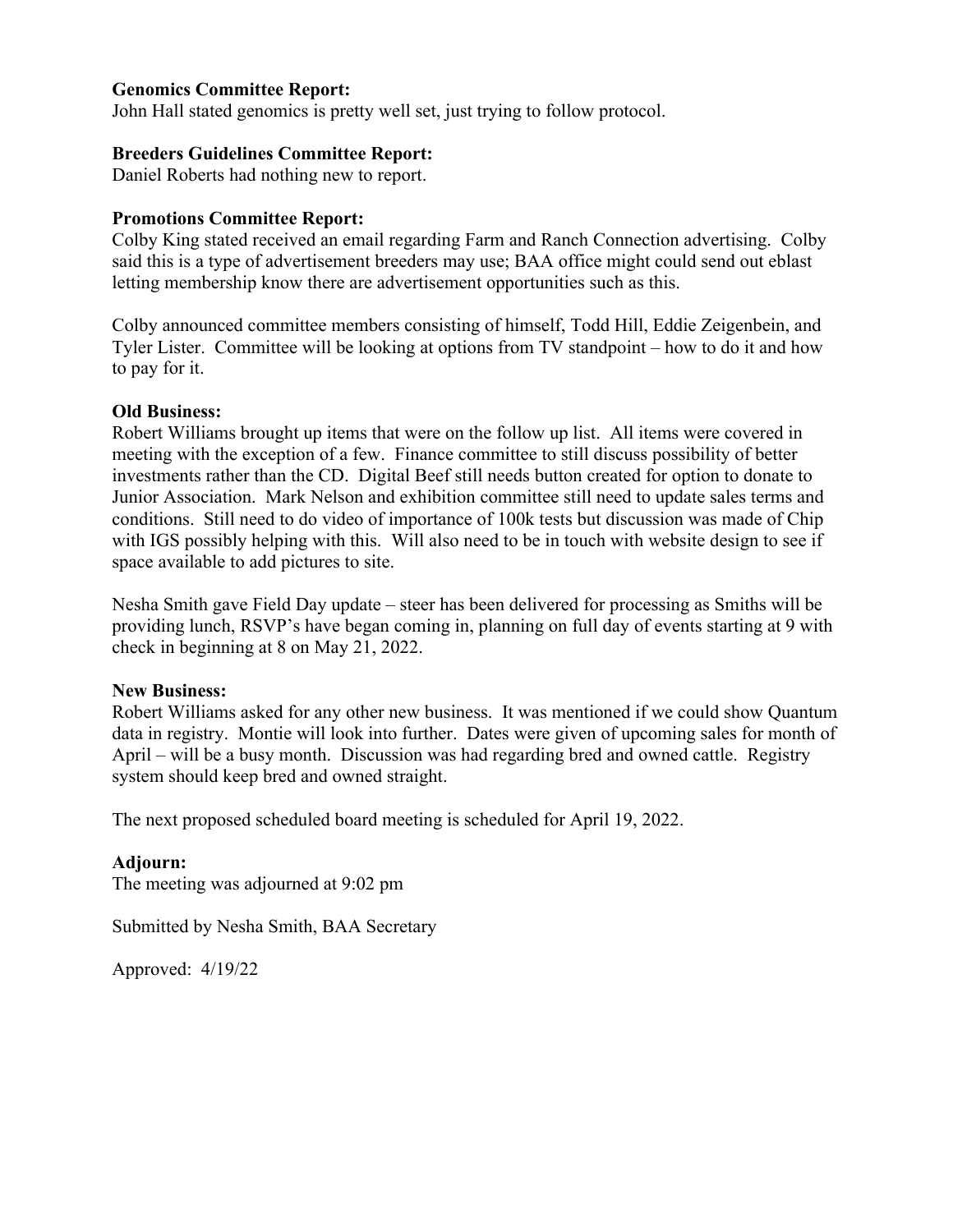**Genomics Committee Report:**
John Hall stated genomics is pretty well set, just trying to follow protocol.

**Breeders Guidelines Committee Report:**
Daniel Roberts had nothing new to report.

**Promotions Committee Report:**
Colby King stated received an email regarding Farm and Ranch Connection advertising. Colby said this is a type of advertisement breeders may use; BAA office might could send out eblast letting membership know there are advertisement opportunities such as this.

Colby announced committee members consisting of himself, Todd Hill, Eddie Zeigenbein, and Tyler Lister. Committee will be looking at options from TV standpoint – how to do it and how to pay for it.

**Old Business:**
Robert Williams brought up items that were on the follow up list. All items were covered in meeting with the exception of a few. Finance committee to still discuss possibility of better investments rather than the CD. Digital Beef still needs button created for option to donate to Junior Association. Mark Nelson and exhibition committee still need to update sales terms and conditions. Still need to do video of importance of 100k tests but discussion was made of Chip with IGS possibly helping with this. Will also need to be in touch with website design to see if space available to add pictures to site.

Nesha Smith gave Field Day update – steer has been delivered for processing as Smiths will be providing lunch, RSVP's have began coming in, planning on full day of events starting at 9 with check in beginning at 8 on May 21, 2022.

**New Business:**
Robert Williams asked for any other new business. It was mentioned if we could show Quantum data in registry. Montie will look into further. Dates were given of upcoming sales for month of April – will be a busy month. Discussion was had regarding bred and owned cattle. Registry system should keep bred and owned straight.

The next proposed scheduled board meeting is scheduled for April 19, 2022.

**Adjourn:**
The meeting was adjourned at 9:02 pm

Submitted by Nesha Smith, BAA Secretary

Approved: 4/19/22